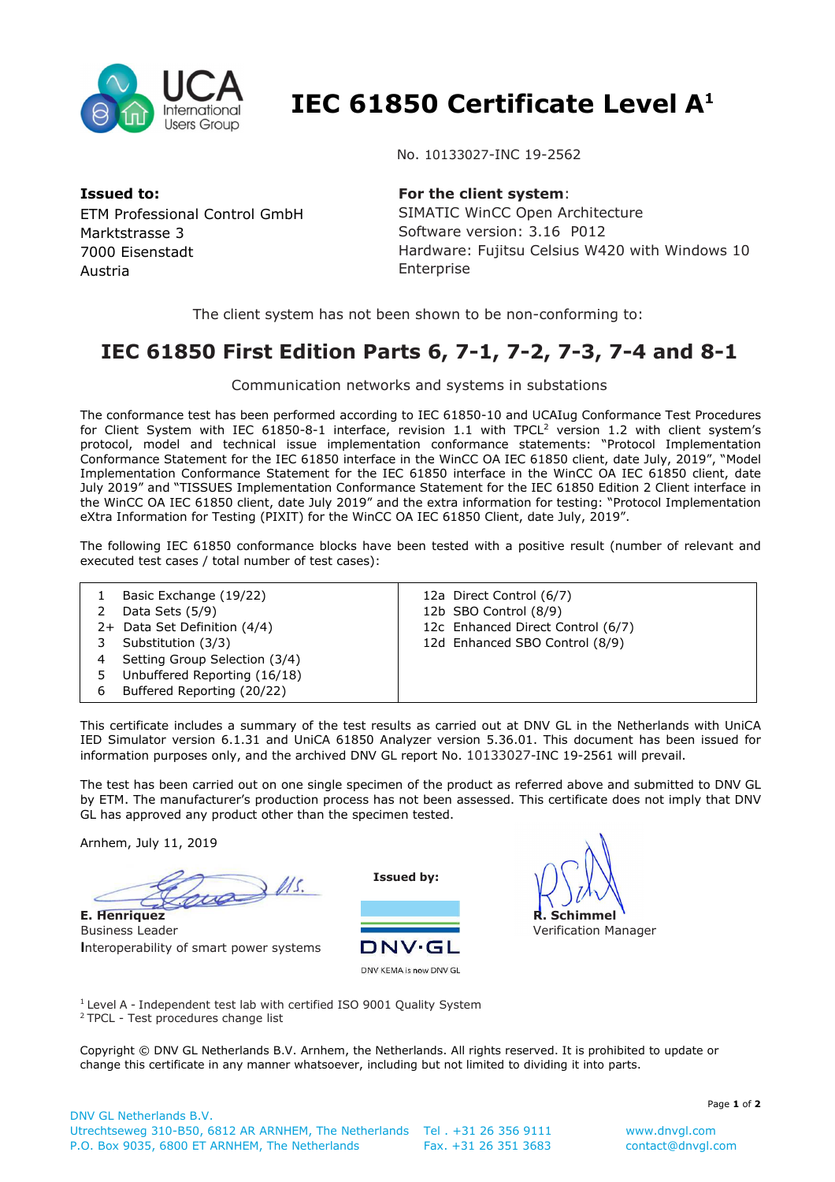UCA International Users Group

# IEC 61850 Certificate Level A[1]

No. 10133027-INC 19-2562

**Issued to:**
ETM Professional Control GmbH
Marktstrasse 3
7000 Eisenstadt
Austria

**For the client system**:
SIMATIC WinCC Open Architecture
Software version: 3.16 P012
Hardware: Fujitsu Celsius W420 with Windows 10 Enterprise

The client system has not been shown to be non-conforming to:

## IEC 61850 First Edition Parts 6, 7-1, 7-2, 7-3, 7-4 and 8-1

Communication networks and systems in substations

The conformance test has been performed according to IEC 61850-10 and UCAIug Conformance Test Procedures for Client System with IEC 61850-8-1 interface, revision 1.1 with TPCL[2] version 1.2 with client system's protocol, model and technical issue implementation conformance statements: "Protocol Implementation Conformance Statement for the IEC 61850 interface in the WinCC OA IEC 61850 client, date July, 2019", "Model Implementation Conformance Statement for the IEC 61850 interface in the WinCC OA IEC 61850 client, date July 2019" and "TISSUES Implementation Conformance Statement for the IEC 61850 Edition 2 Client interface in the WinCC OA IEC 61850 client, date July 2019" and the extra information for testing: "Protocol Implementation eXtra Information for Testing (PIXIT) for the WinCC OA IEC 61850 Client, date July, 2019".

The following IEC 61850 conformance blocks have been tested with a positive result (number of relevant and executed test cases / total number of test cases):

| | |
|---|---|
| 1 Basic Exchange (19/22) | 12a Direct Control (6/7) |
| 2 Data Sets (5/9) | 12b SBO Control (8/9) |
| 2+ Data Set Definition (4/4) | 12c Enhanced Direct Control (6/7) |
| 3 Substitution (3/3) | 12d Enhanced SBO Control (8/9) |
| 4 Setting Group Selection (3/4) | |
| 5 Unbuffered Reporting (16/18) | |
| 6 Buffered Reporting (20/22) | |

This certificate includes a summary of the test results as carried out at DNV GL in the Netherlands with UniCA IED Simulator version 6.1.31 and UniCA 61850 Analyzer version 5.36.01. This document has been issued for information purposes only, and the archived DNV GL report No. 10133027-INC 19-2561 will prevail.

The test has been carried out on one single specimen of the product as referred above and submitted to DNV GL by ETM. The manufacturer's production process has not been assessed. This certificate does not imply that DNV GL has approved any product other than the specimen tested.

Arnhem, July 11, 2019

**E. Henriquez**
Business Leader
Interoperability of smart power systems

**Issued by:**
DNV·GL
DNV KEMA is now DNV GL

**R. Schimmel**
Verification Manager

[1] Level A - Independent test lab with certified ISO 9001 Quality System
[2] TPCL - Test procedures change list

Copyright © DNV GL Netherlands B.V. Arnhem, the Netherlands. All rights reserved. It is prohibited to update or change this certificate in any manner whatsoever, including but not limited to dividing it into parts.

DNV GL Netherlands B.V.
Utrechtseweg 310-B50, 6812 AR ARNHEM, The Netherlands Tel . +31 26 356 9111 www.dnvgl.com
P.O. Box 9035, 6800 ET ARNHEM, The Netherlands Fax. +31 26 351 3683 contact@dnvgl.com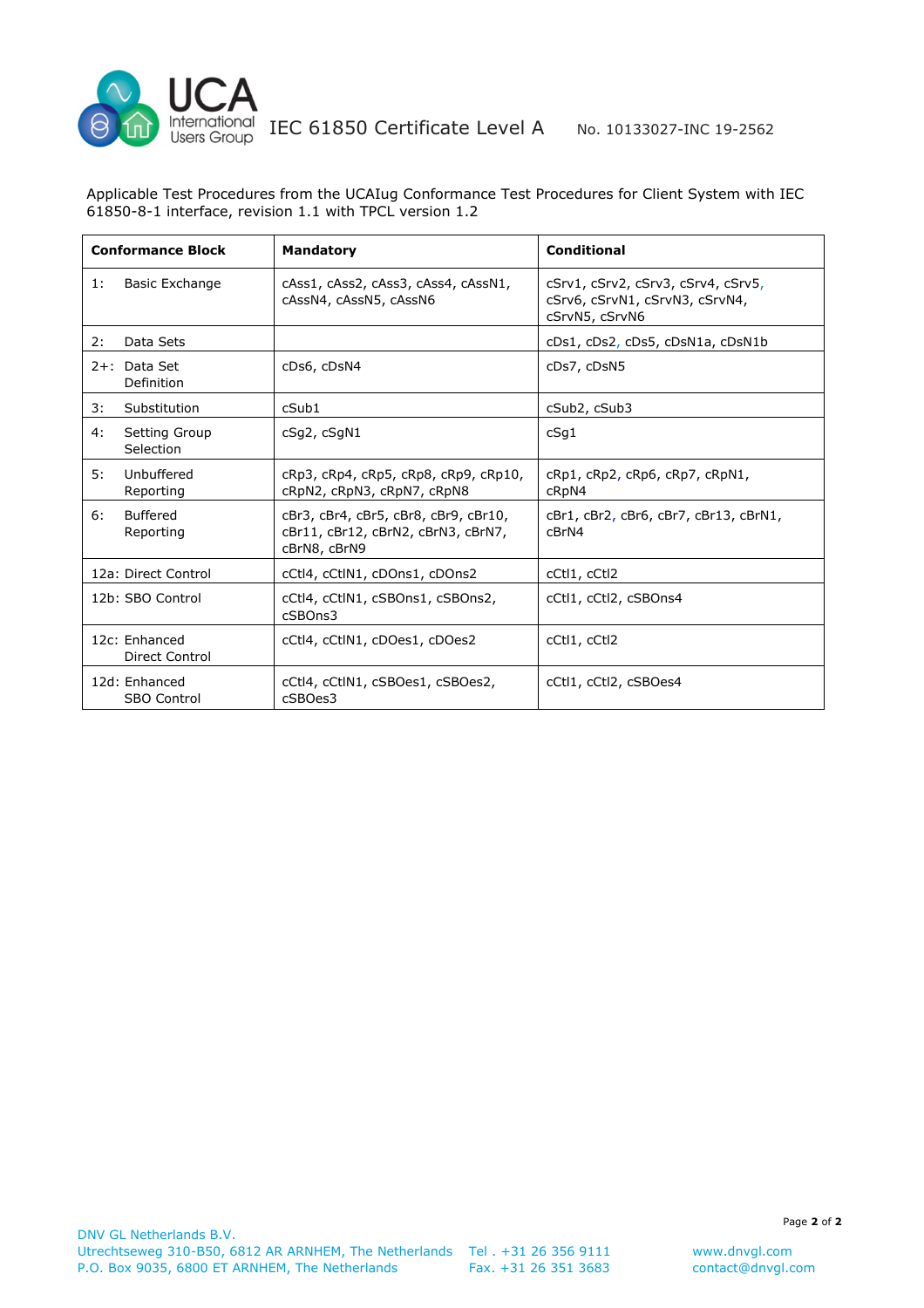IEC 61850 Certificate Level A No. 10133027-INC 19-2562

Applicable Test Procedures from the UCAIug Conformance Test Procedures for Client System with IEC 61850-8-1 interface, revision 1.1 with TPCL version 1.2

| Conformance Block | Mandatory | Conditional |
|---|---|---|
| 1: Basic Exchange | cAss1, cAss2, cAss3, cAss4, cAssN1, cAssN4, cAssN5, cAssN6 | cSrv1, cSrv2, cSrv3, cSrv4, cSrv5, cSrv6, cSrvN1, cSrvN3, cSrvN4, cSrvN5, cSrvN6 |
| 2: Data Sets | | cDs1, cDs2, cDs5, cDsN1a, cDsN1b |
| 2+: Data Set Definition | cDs6, cDsN4 | cDs7, cDsN5 |
| 3: Substitution | cSub1 | cSub2, cSub3 |
| 4: Setting Group Selection | cSg2, cSgN1 | cSg1 |
| 5: Unbuffered Reporting | cRp3, cRp4, cRp5, cRp8, cRp9, cRp10, cRpN2, cRpN3, cRpN7, cRpN8 | cRp1, cRp2, cRp6, cRp7, cRpN1, cRpN4 |
| 6: Buffered Reporting | cBr3, cBr4, cBr5, cBr8, cBr9, cBr10, cBr11, cBr12, cBrN2, cBrN3, cBrN7, cBrN8, cBrN9 | cBr1, cBr2, cBr6, cBr7, cBr13, cBrN1, cBrN4 |
| 12a: Direct Control | cCtl4, cCtlN1, cDOns1, cDOns2 | cCtl1, cCtl2 |
| 12b: SBO Control | cCtl4, cCtlN1, cSBOns1, cSBOns2, cSBOns3 | cCtl1, cCtl2, cSBOns4 |
| 12c: Enhanced Direct Control | cCtl4, cCtlN1, cDOes1, cDOes2 | cCtl1, cCtl2 |
| 12d: Enhanced SBO Control | cCtl4, cCtlN1, cSBOes1, cSBOes2, cSBOes3 | cCtl1, cCtl2, cSBOes4 |

DNV GL Netherlands B.V.
Utrechtseweg 310-B50, 6812 AR ARNHEM, The Netherlands Tel . +31 26 356 9111 www.dnvgl.com
P.O. Box 9035, 6800 ET ARNHEM, The Netherlands Fax. +31 26 351 3683 contact@dnvgl.com